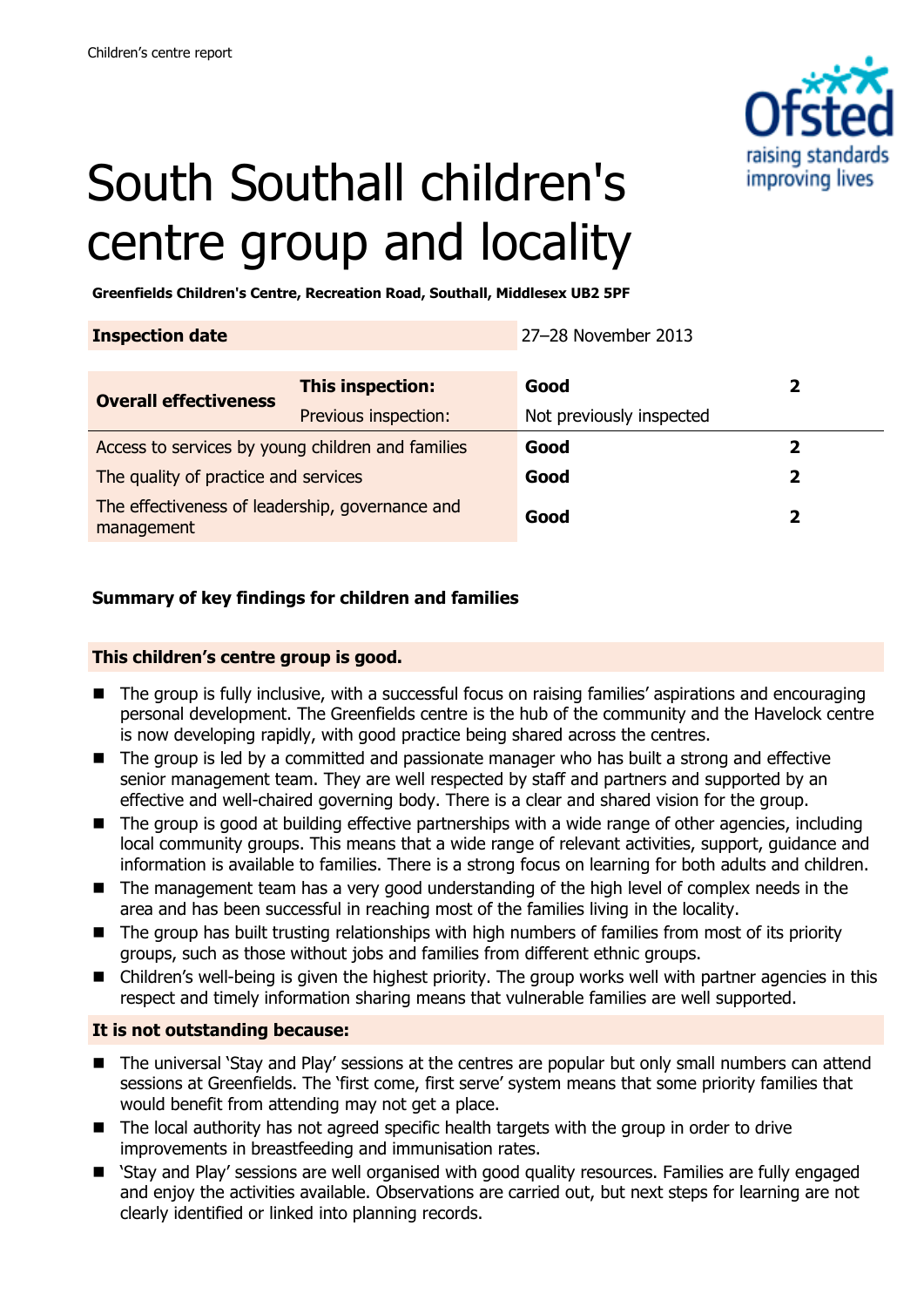Children's centre report

# South Southall children's centre group and locality

**Greenfields Children's Centre, Recreation Road, Southall, Middlesex UB2 5PF**

| **Inspection date** | | 27–28 November 2013 | |
|---|---|---|---|
| **Overall effectiveness** | **This inspection:** | **Good** | **2** |
| | Previous inspection: | Not previously inspected | |
| Access to services by young children and families | | **Good** | **2** |
| The quality of practice and services | | **Good** | **2** |
| The effectiveness of leadership, governance and management | | **Good** | **2** |

## Summary of key findings for children and families

### This children's centre group is good.

- The group is fully inclusive, with a successful focus on raising families' aspirations and encouraging personal development. The Greenfields centre is the hub of the community and the Havelock centre is now developing rapidly, with good practice being shared across the centres.
- The group is led by a committed and passionate manager who has built a strong and effective senior management team. They are well respected by staff and partners and supported by an effective and well-chaired governing body. There is a clear and shared vision for the group.
- The group is good at building effective partnerships with a wide range of other agencies, including local community groups. This means that a wide range of relevant activities, support, guidance and information is available to families. There is a strong focus on learning for both adults and children.
- The management team has a very good understanding of the high level of complex needs in the area and has been successful in reaching most of the families living in the locality.
- The group has built trusting relationships with high numbers of families from most of its priority groups, such as those without jobs and families from different ethnic groups.
- Children's well-being is given the highest priority. The group works well with partner agencies in this respect and timely information sharing means that vulnerable families are well supported.

### It is not outstanding because:

- The universal 'Stay and Play' sessions at the centres are popular but only small numbers can attend sessions at Greenfields. The 'first come, first serve' system means that some priority families that would benefit from attending may not get a place.
- The local authority has not agreed specific health targets with the group in order to drive improvements in breastfeeding and immunisation rates.
- 'Stay and Play' sessions are well organised with good quality resources. Families are fully engaged and enjoy the activities available. Observations are carried out, but next steps for learning are not clearly identified or linked into planning records.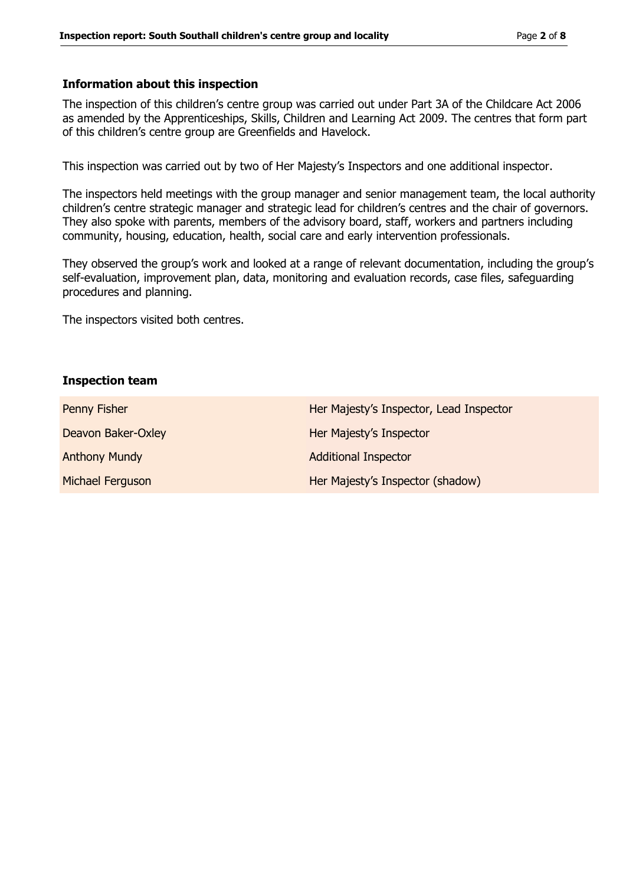### Information about this inspection

The inspection of this children's centre group was carried out under Part 3A of the Childcare Act 2006 as amended by the Apprenticeships, Skills, Children and Learning Act 2009. The centres that form part of this children's centre group are Greenfields and Havelock.

This inspection was carried out by two of Her Majesty's Inspectors and one additional inspector.

The inspectors held meetings with the group manager and senior management team, the local authority children's centre strategic manager and strategic lead for children's centres and the chair of governors. They also spoke with parents, members of the advisory board, staff, workers and partners including community, housing, education, health, social care and early intervention professionals.

They observed the group's work and looked at a range of relevant documentation, including the group's self-evaluation, improvement plan, data, monitoring and evaluation records, case files, safeguarding procedures and planning.

The inspectors visited both centres.

### Inspection team

| | |
|---|---|
| Penny Fisher | Her Majesty's Inspector, Lead Inspector |
| Deavon Baker-Oxley | Her Majesty's Inspector |
| Anthony Mundy | Additional Inspector |
| Michael Ferguson | Her Majesty's Inspector (shadow) |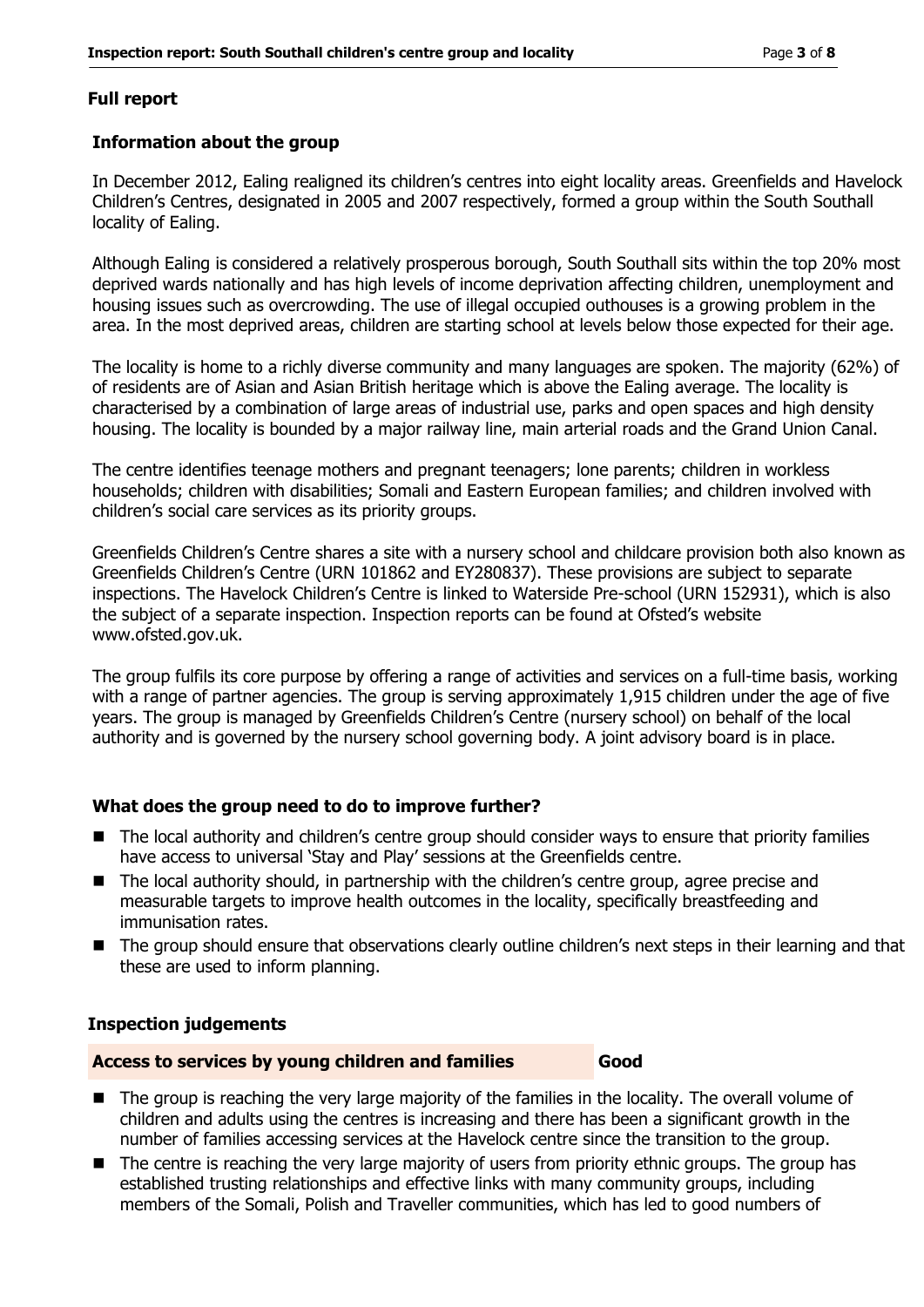## Full report

### Information about the group

In December 2012, Ealing realigned its children's centres into eight locality areas. Greenfields and Havelock Children's Centres, designated in 2005 and 2007 respectively, formed a group within the South Southall locality of Ealing.

Although Ealing is considered a relatively prosperous borough, South Southall sits within the top 20% most deprived wards nationally and has high levels of income deprivation affecting children, unemployment and housing issues such as overcrowding. The use of illegal occupied outhouses is a growing problem in the area. In the most deprived areas, children are starting school at levels below those expected for their age.

The locality is home to a richly diverse community and many languages are spoken. The majority (62%) of of residents are of Asian and Asian British heritage which is above the Ealing average. The locality is characterised by a combination of large areas of industrial use, parks and open spaces and high density housing. The locality is bounded by a major railway line, main arterial roads and the Grand Union Canal.

The centre identifies teenage mothers and pregnant teenagers; lone parents; children in workless households; children with disabilities; Somali and Eastern European families; and children involved with children's social care services as its priority groups.

Greenfields Children's Centre shares a site with a nursery school and childcare provision both also known as Greenfields Children's Centre (URN 101862 and EY280837). These provisions are subject to separate inspections. The Havelock Children's Centre is linked to Waterside Pre-school (URN 152931), which is also the subject of a separate inspection. Inspection reports can be found at Ofsted's website www.ofsted.gov.uk.

The group fulfils its core purpose by offering a range of activities and services on a full-time basis, working with a range of partner agencies. The group is serving approximately 1,915 children under the age of five years. The group is managed by Greenfields Children's Centre (nursery school) on behalf of the local authority and is governed by the nursery school governing body. A joint advisory board is in place.

### What does the group need to do to improve further?

- The local authority and children's centre group should consider ways to ensure that priority families have access to universal 'Stay and Play' sessions at the Greenfields centre.
- The local authority should, in partnership with the children's centre group, agree precise and measurable targets to improve health outcomes in the locality, specifically breastfeeding and immunisation rates.
- The group should ensure that observations clearly outline children's next steps in their learning and that these are used to inform planning.

### Inspection judgements

**Access to services by young children and families** **Good**

- The group is reaching the very large majority of the families in the locality. The overall volume of children and adults using the centres is increasing and there has been a significant growth in the number of families accessing services at the Havelock centre since the transition to the group.
- The centre is reaching the very large majority of users from priority ethnic groups. The group has established trusting relationships and effective links with many community groups, including members of the Somali, Polish and Traveller communities, which has led to good numbers of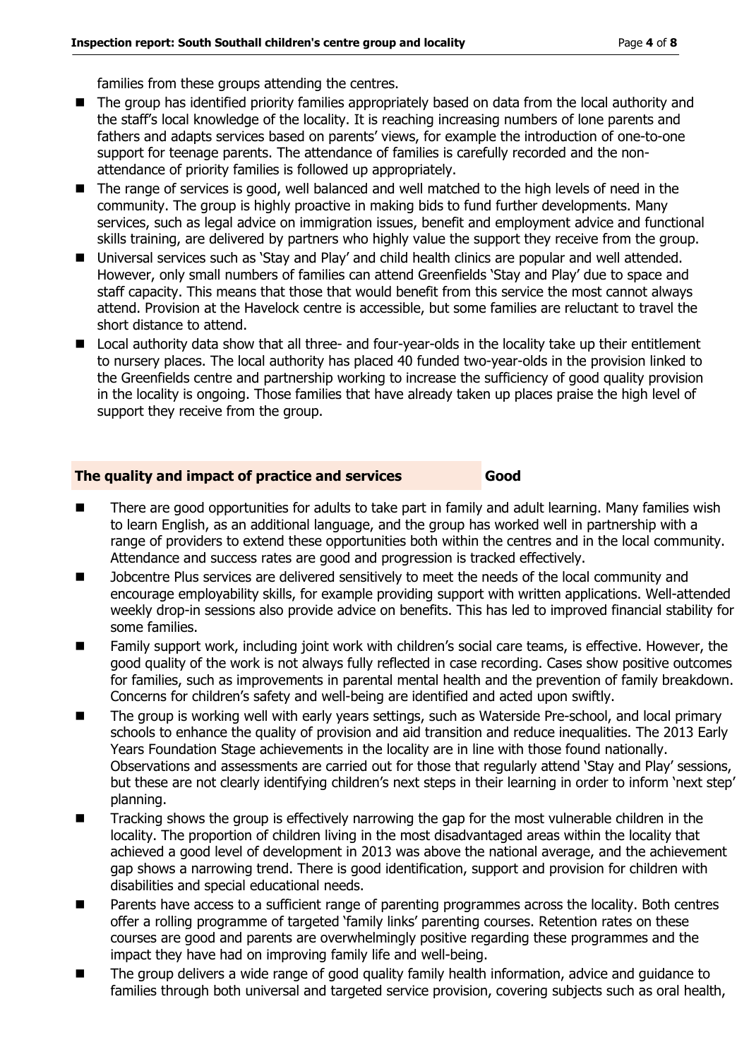families from these groups attending the centres.

- The group has identified priority families appropriately based on data from the local authority and the staff's local knowledge of the locality. It is reaching increasing numbers of lone parents and fathers and adapts services based on parents' views, for example the introduction of one-to-one support for teenage parents. The attendance of families is carefully recorded and the non-attendance of priority families is followed up appropriately.
- The range of services is good, well balanced and well matched to the high levels of need in the community. The group is highly proactive in making bids to fund further developments. Many services, such as legal advice on immigration issues, benefit and employment advice and functional skills training, are delivered by partners who highly value the support they receive from the group.
- Universal services such as 'Stay and Play' and child health clinics are popular and well attended. However, only small numbers of families can attend Greenfields 'Stay and Play' due to space and staff capacity. This means that those that would benefit from this service the most cannot always attend. Provision at the Havelock centre is accessible, but some families are reluctant to travel the short distance to attend.
- Local authority data show that all three- and four-year-olds in the locality take up their entitlement to nursery places. The local authority has placed 40 funded two-year-olds in the provision linked to the Greenfields centre and partnership working to increase the sufficiency of good quality provision in the locality is ongoing. Those families that have already taken up places praise the high level of support they receive from the group.

| **The quality and impact of practice and services** | **Good** |
|---|---|

- There are good opportunities for adults to take part in family and adult learning. Many families wish to learn English, as an additional language, and the group has worked well in partnership with a range of providers to extend these opportunities both within the centres and in the local community. Attendance and success rates are good and progression is tracked effectively.
- Jobcentre Plus services are delivered sensitively to meet the needs of the local community and encourage employability skills, for example providing support with written applications. Well-attended weekly drop-in sessions also provide advice on benefits. This has led to improved financial stability for some families.
- Family support work, including joint work with children's social care teams, is effective. However, the good quality of the work is not always fully reflected in case recording. Cases show positive outcomes for families, such as improvements in parental mental health and the prevention of family breakdown. Concerns for children's safety and well-being are identified and acted upon swiftly.
- The group is working well with early years settings, such as Waterside Pre-school, and local primary schools to enhance the quality of provision and aid transition and reduce inequalities. The 2013 Early Years Foundation Stage achievements in the locality are in line with those found nationally. Observations and assessments are carried out for those that regularly attend 'Stay and Play' sessions, but these are not clearly identifying children's next steps in their learning in order to inform 'next step' planning.
- Tracking shows the group is effectively narrowing the gap for the most vulnerable children in the locality. The proportion of children living in the most disadvantaged areas within the locality that achieved a good level of development in 2013 was above the national average, and the achievement gap shows a narrowing trend. There is good identification, support and provision for children with disabilities and special educational needs.
- Parents have access to a sufficient range of parenting programmes across the locality. Both centres offer a rolling programme of targeted 'family links' parenting courses. Retention rates on these courses are good and parents are overwhelmingly positive regarding these programmes and the impact they have had on improving family life and well-being.
- The group delivers a wide range of good quality family health information, advice and guidance to families through both universal and targeted service provision, covering subjects such as oral health,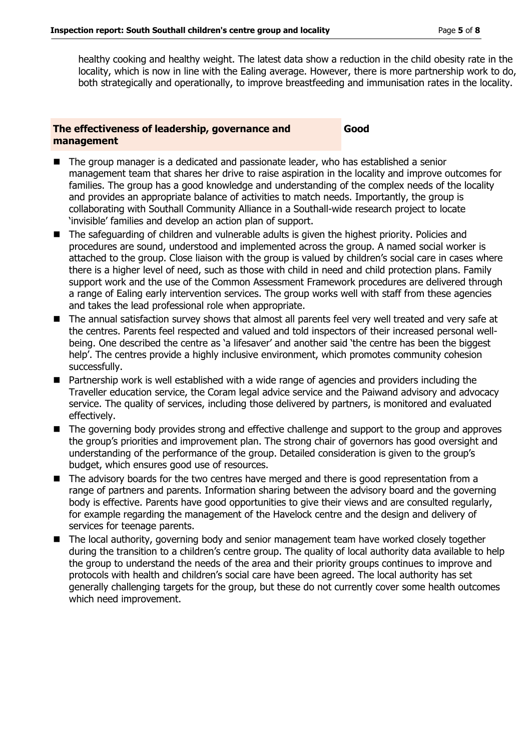healthy cooking and healthy weight. The latest data show a reduction in the child obesity rate in the locality, which is now in line with the Ealing average. However, there is more partnership work to do, both strategically and operationally, to improve breastfeeding and immunisation rates in the locality.

| **The effectiveness of leadership, governance and management** | **Good** |
| --- | --- |

- The group manager is a dedicated and passionate leader, who has established a senior management team that shares her drive to raise aspiration in the locality and improve outcomes for families. The group has a good knowledge and understanding of the complex needs of the locality and provides an appropriate balance of activities to match needs. Importantly, the group is collaborating with Southall Community Alliance in a Southall-wide research project to locate 'invisible' families and develop an action plan of support.
- The safeguarding of children and vulnerable adults is given the highest priority. Policies and procedures are sound, understood and implemented across the group. A named social worker is attached to the group. Close liaison with the group is valued by children's social care in cases where there is a higher level of need, such as those with child in need and child protection plans. Family support work and the use of the Common Assessment Framework procedures are delivered through a range of Ealing early intervention services. The group works well with staff from these agencies and takes the lead professional role when appropriate.
- The annual satisfaction survey shows that almost all parents feel very well treated and very safe at the centres. Parents feel respected and valued and told inspectors of their increased personal well-being. One described the centre as 'a lifesaver' and another said 'the centre has been the biggest help'. The centres provide a highly inclusive environment, which promotes community cohesion successfully.
- Partnership work is well established with a wide range of agencies and providers including the Traveller education service, the Coram legal advice service and the Paiwand advisory and advocacy service. The quality of services, including those delivered by partners, is monitored and evaluated effectively.
- The governing body provides strong and effective challenge and support to the group and approves the group's priorities and improvement plan. The strong chair of governors has good oversight and understanding of the performance of the group. Detailed consideration is given to the group's budget, which ensures good use of resources.
- The advisory boards for the two centres have merged and there is good representation from a range of partners and parents. Information sharing between the advisory board and the governing body is effective. Parents have good opportunities to give their views and are consulted regularly, for example regarding the management of the Havelock centre and the design and delivery of services for teenage parents.
- The local authority, governing body and senior management team have worked closely together during the transition to a children's centre group. The quality of local authority data available to help the group to understand the needs of the area and their priority groups continues to improve and protocols with health and children's social care have been agreed. The local authority has set generally challenging targets for the group, but these do not currently cover some health outcomes which need improvement.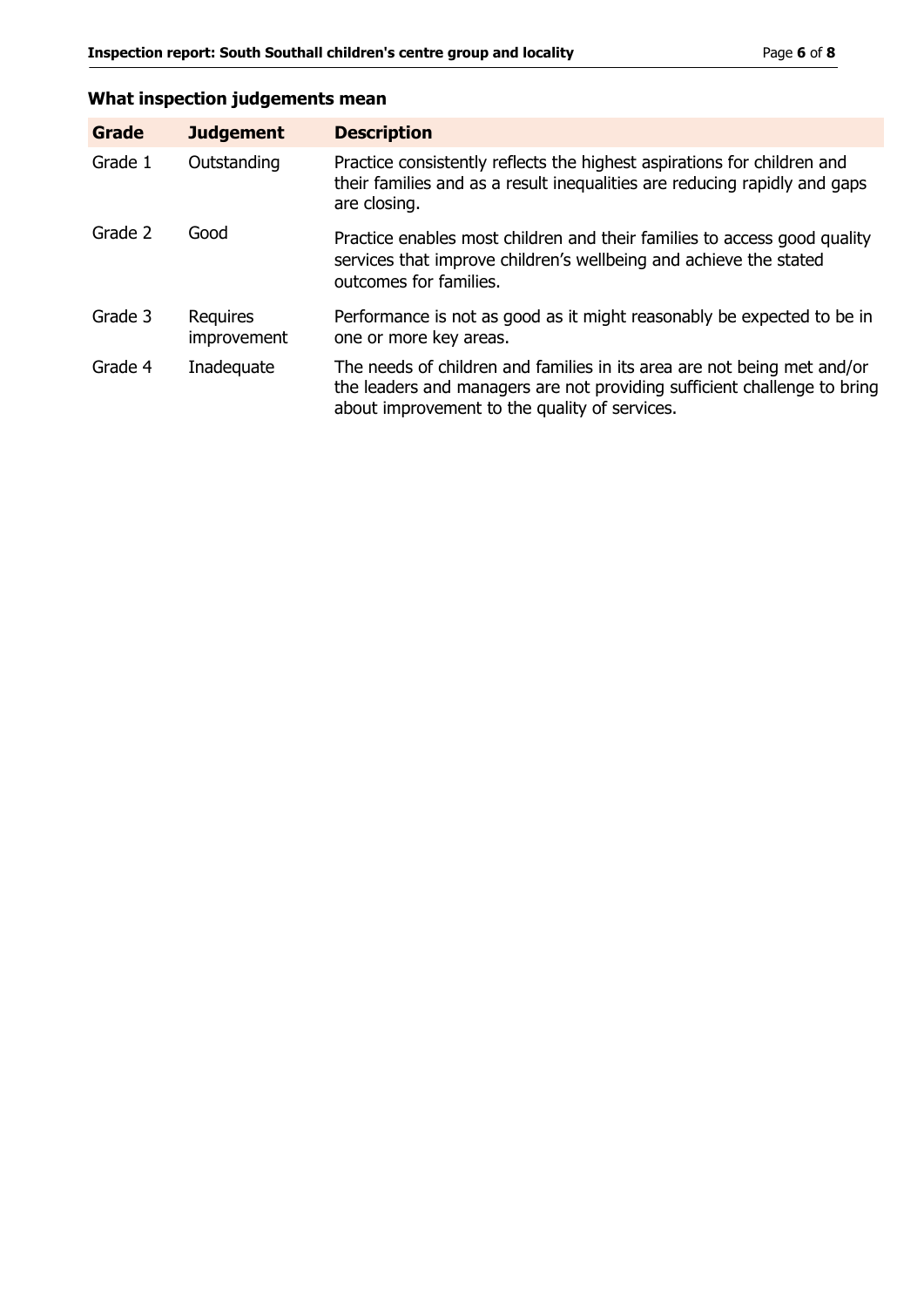## What inspection judgements mean

| Grade | Judgement | Description |
|---|---|---|
| Grade 1 | Outstanding | Practice consistently reflects the highest aspirations for children and their families and as a result inequalities are reducing rapidly and gaps are closing. |
| Grade 2 | Good | Practice enables most children and their families to access good quality services that improve children's wellbeing and achieve the stated outcomes for families. |
| Grade 3 | Requires improvement | Performance is not as good as it might reasonably be expected to be in one or more key areas. |
| Grade 4 | Inadequate | The needs of children and families in its area are not being met and/or the leaders and managers are not providing sufficient challenge to bring about improvement to the quality of services. |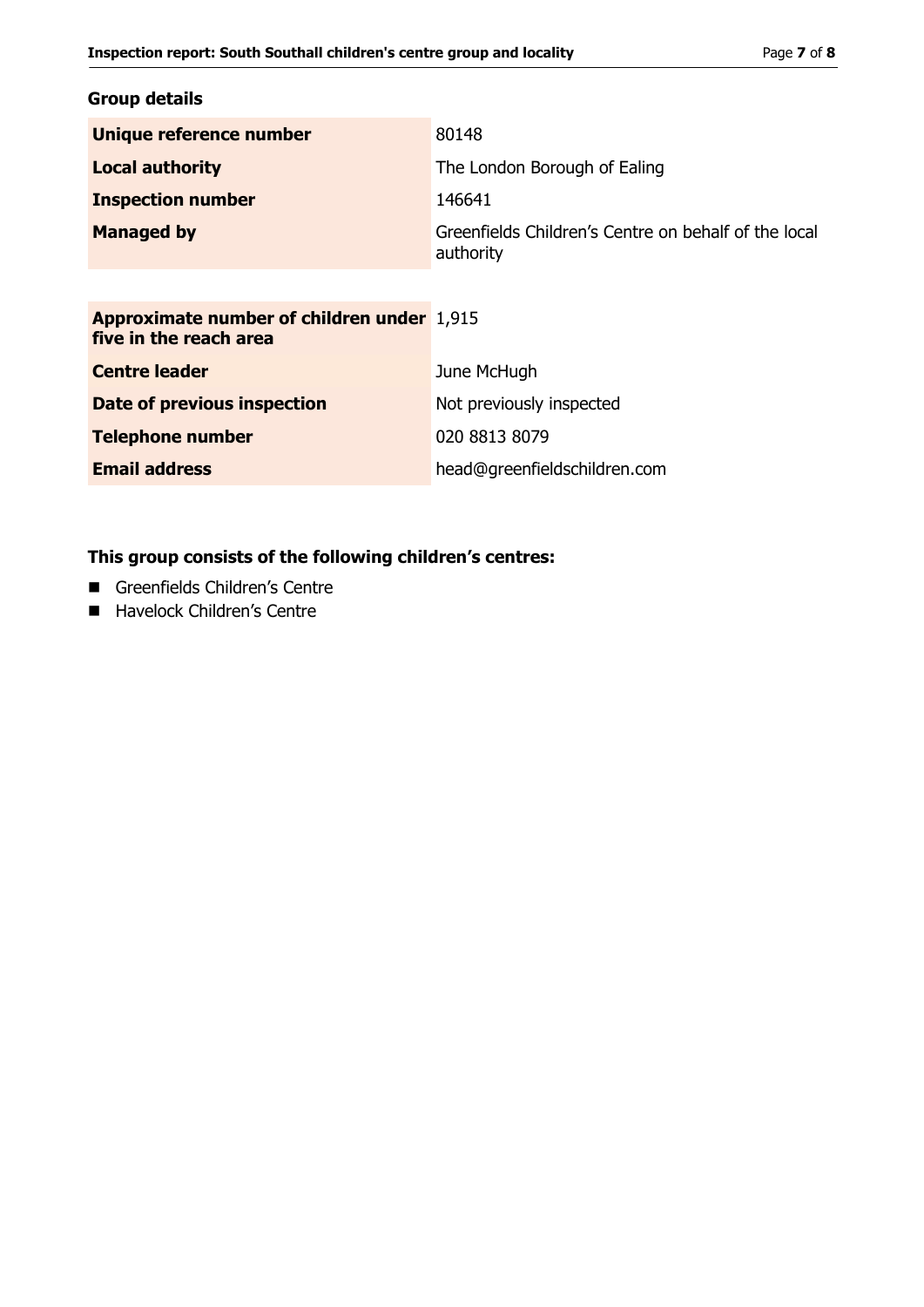## Group details

| | |
|---|---|
| **Unique reference number** | 80148 |
| **Local authority** | The London Borough of Ealing |
| **Inspection number** | 146641 |
| **Managed by** | Greenfields Children's Centre on behalf of the local authority |

| | |
|---|---|
| **Approximate number of children under five in the reach area** | 1,915 |
| **Centre leader** | June McHugh |
| **Date of previous inspection** | Not previously inspected |
| **Telephone number** | 020 8813 8079 |
| **Email address** | head@greenfieldschildren.com |

**This group consists of the following children's centres:**

- Greenfields Children's Centre
- Havelock Children's Centre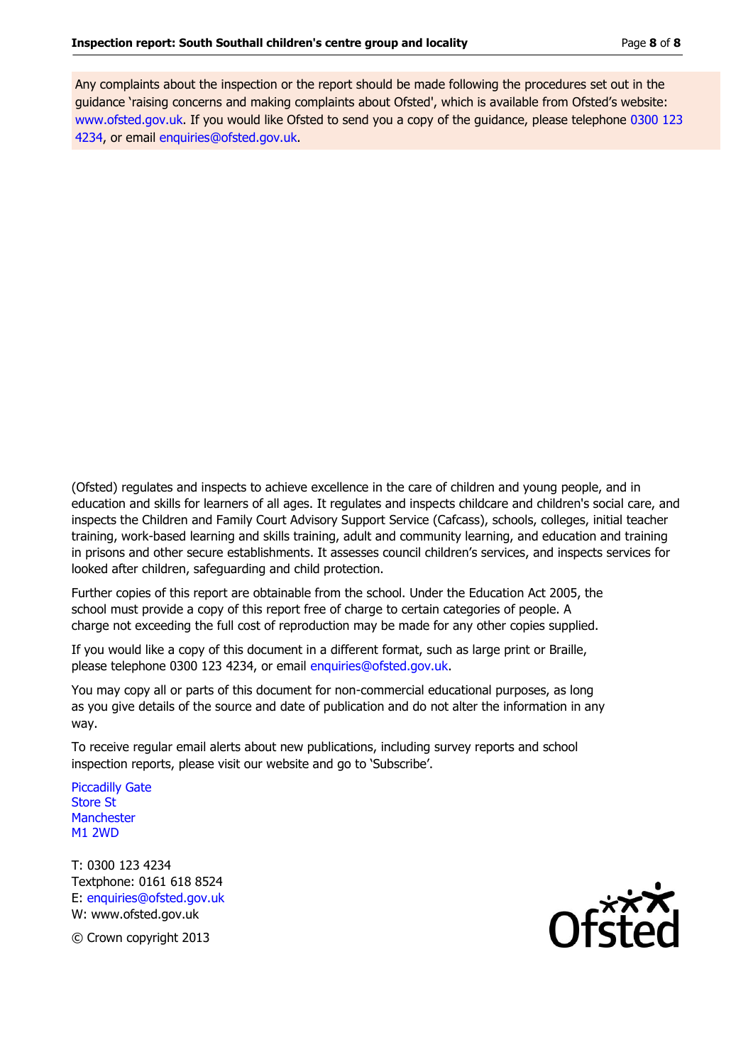Any complaints about the inspection or the report should be made following the procedures set out in the guidance 'raising concerns and making complaints about Ofsted', which is available from Ofsted's website: www.ofsted.gov.uk. If you would like Ofsted to send you a copy of the guidance, please telephone 0300 123 4234, or email enquiries@ofsted.gov.uk.

(Ofsted) regulates and inspects to achieve excellence in the care of children and young people, and in education and skills for learners of all ages. It regulates and inspects childcare and children's social care, and inspects the Children and Family Court Advisory Support Service (Cafcass), schools, colleges, initial teacher training, work-based learning and skills training, adult and community learning, and education and training in prisons and other secure establishments. It assesses council children's services, and inspects services for looked after children, safeguarding and child protection.

Further copies of this report are obtainable from the school. Under the Education Act 2005, the school must provide a copy of this report free of charge to certain categories of people. A charge not exceeding the full cost of reproduction may be made for any other copies supplied.

If you would like a copy of this document in a different format, such as large print or Braille, please telephone 0300 123 4234, or email enquiries@ofsted.gov.uk.

You may copy all or parts of this document for non-commercial educational purposes, as long as you give details of the source and date of publication and do not alter the information in any way.

To receive regular email alerts about new publications, including survey reports and school inspection reports, please visit our website and go to 'Subscribe'.

Piccadilly Gate
Store St
Manchester
M1 2WD

T: 0300 123 4234
Textphone: 0161 618 8524
E: enquiries@ofsted.gov.uk
W: www.ofsted.gov.uk

© Crown copyright 2013

Ofsted